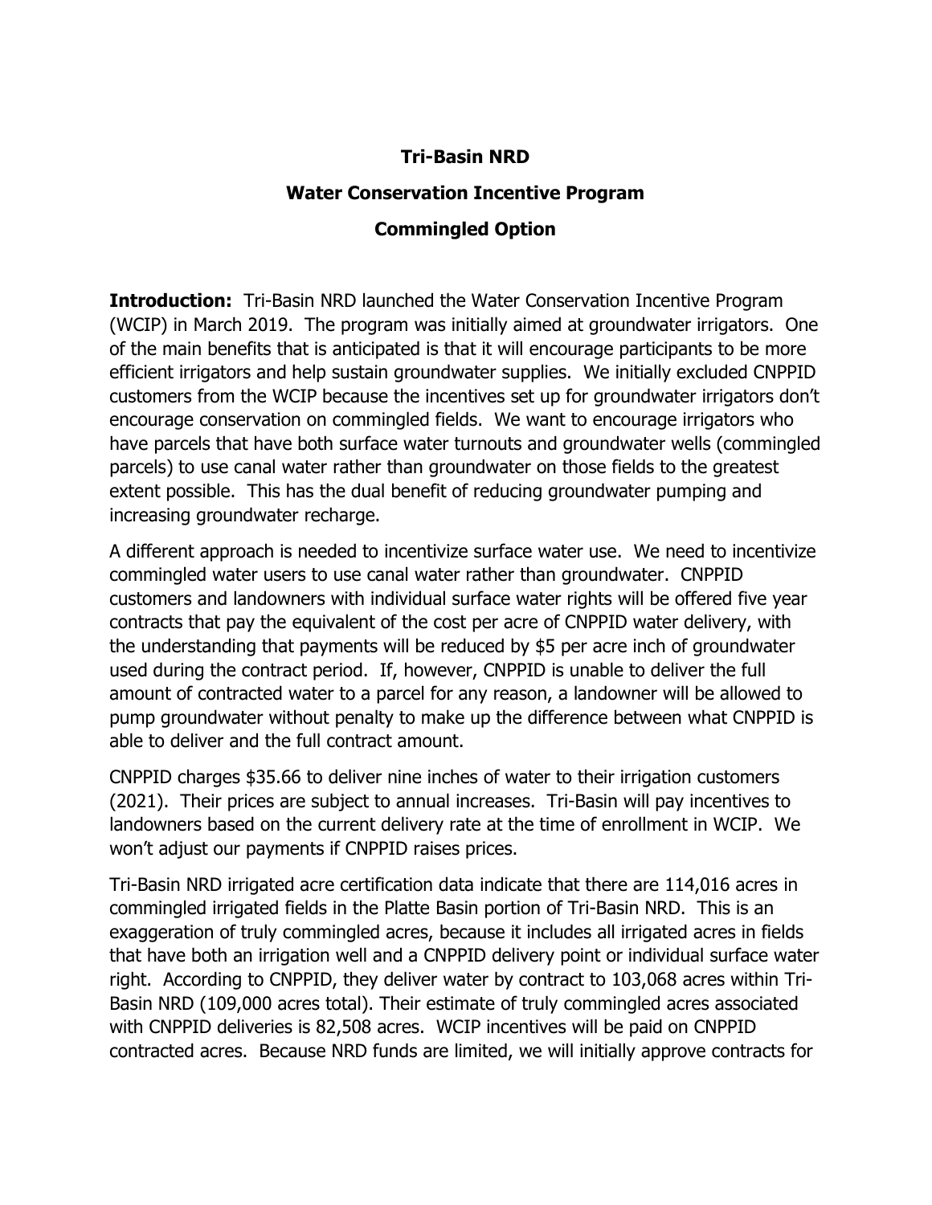**Tri-Basin NRD**

**Water Conservation Incentive Program**

**Commingled Option**

**Introduction:** Tri-Basin NRD launched the Water Conservation Incentive Program (WCIP) in March 2019. The program was initially aimed at groundwater irrigators. One of the main benefits that is anticipated is that it will encourage participants to be more efficient irrigators and help sustain groundwater supplies. We initially excluded CNPPID customers from the WCIP because the incentives set up for groundwater irrigators don't encourage conservation on commingled fields. We want to encourage irrigators who have parcels that have both surface water turnouts and groundwater wells (commingled parcels) to use canal water rather than groundwater on those fields to the greatest extent possible. This has the dual benefit of reducing groundwater pumping and increasing groundwater recharge.

A different approach is needed to incentivize surface water use. We need to incentivize commingled water users to use canal water rather than groundwater. CNPPID customers and landowners with individual surface water rights will be offered five year contracts that pay the equivalent of the cost per acre of CNPPID water delivery, with the understanding that payments will be reduced by $5 per acre inch of groundwater used during the contract period. If, however, CNPPID is unable to deliver the full amount of contracted water to a parcel for any reason, a landowner will be allowed to pump groundwater without penalty to make up the difference between what CNPPID is able to deliver and the full contract amount.

CNPPID charges $35.66 to deliver nine inches of water to their irrigation customers (2021). Their prices are subject to annual increases. Tri-Basin will pay incentives to landowners based on the current delivery rate at the time of enrollment in WCIP. We won't adjust our payments if CNPPID raises prices.

Tri-Basin NRD irrigated acre certification data indicate that there are 114,016 acres in commingled irrigated fields in the Platte Basin portion of Tri-Basin NRD. This is an exaggeration of truly commingled acres, because it includes all irrigated acres in fields that have both an irrigation well and a CNPPID delivery point or individual surface water right. According to CNPPID, they deliver water by contract to 103,068 acres within Tri-Basin NRD (109,000 acres total). Their estimate of truly commingled acres associated with CNPPID deliveries is 82,508 acres. WCIP incentives will be paid on CNPPID contracted acres. Because NRD funds are limited, we will initially approve contracts for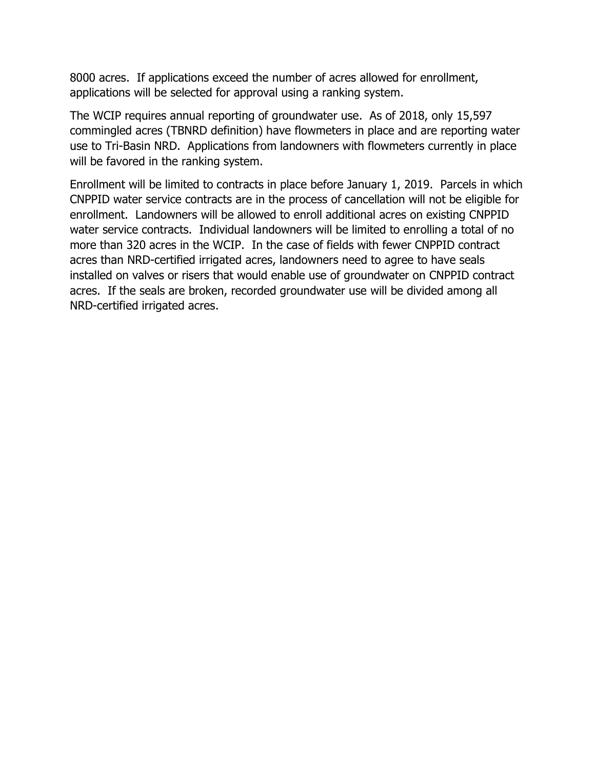8000 acres. If applications exceed the number of acres allowed for enrollment, applications will be selected for approval using a ranking system.

The WCIP requires annual reporting of groundwater use. As of 2018, only 15,597 commingled acres (TBNRD definition) have flowmeters in place and are reporting water use to Tri-Basin NRD. Applications from landowners with flowmeters currently in place will be favored in the ranking system.

Enrollment will be limited to contracts in place before January 1, 2019. Parcels in which CNPPID water service contracts are in the process of cancellation will not be eligible for enrollment. Landowners will be allowed to enroll additional acres on existing CNPPID water service contracts. Individual landowners will be limited to enrolling a total of no more than 320 acres in the WCIP. In the case of fields with fewer CNPPID contract acres than NRD-certified irrigated acres, landowners need to agree to have seals installed on valves or risers that would enable use of groundwater on CNPPID contract acres. If the seals are broken, recorded groundwater use will be divided among all NRD-certified irrigated acres.